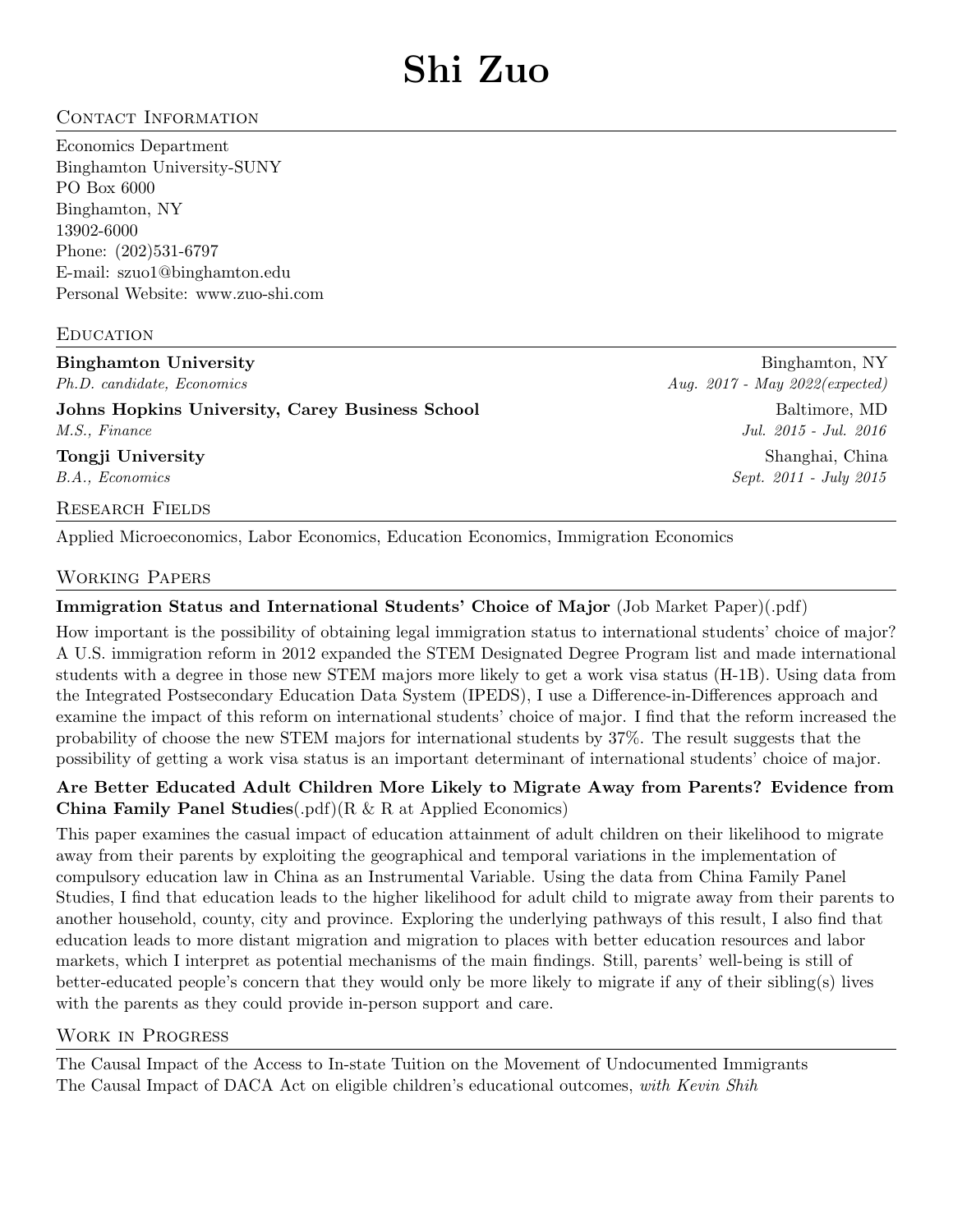# Shi Zuo

## Contact Information

Economics Department
Binghamton University-SUNY
PO Box 6000
Binghamton, NY
13902-6000
Phone: (202)531-6797
E-mail: szuo1@binghamton.edu
Personal Website: www.zuo-shi.com

## Education

**Binghamton University** — Binghamton, NY
*Ph.D. candidate, Economics* — *Aug. 2017 - May 2022(expected)*

**Johns Hopkins University, Carey Business School** — Baltimore, MD
*M.S., Finance* — *Jul. 2015 - Jul. 2016*

**Tongji University** — Shanghai, China
*B.A., Economics* — *Sept. 2011 - July 2015*

## Research Fields

Applied Microeconomics, Labor Economics, Education Economics, Immigration Economics

## Working Papers

**Immigration Status and International Students' Choice of Major** (Job Market Paper)(.pdf)

How important is the possibility of obtaining legal immigration status to international students' choice of major? A U.S. immigration reform in 2012 expanded the STEM Designated Degree Program list and made international students with a degree in those new STEM majors more likely to get a work visa status (H-1B). Using data from the Integrated Postsecondary Education Data System (IPEDS), I use a Difference-in-Differences approach and examine the impact of this reform on international students' choice of major. I find that the reform increased the probability of choose the new STEM majors for international students by 37%. The result suggests that the possibility of getting a work visa status is an important determinant of international students' choice of major.

**Are Better Educated Adult Children More Likely to Migrate Away from Parents? Evidence from China Family Panel Studies**(.pdf)(R & R at Applied Economics)

This paper examines the casual impact of education attainment of adult children on their likelihood to migrate away from their parents by exploiting the geographical and temporal variations in the implementation of compulsory education law in China as an Instrumental Variable. Using the data from China Family Panel Studies, I find that education leads to the higher likelihood for adult child to migrate away from their parents to another household, county, city and province. Exploring the underlying pathways of this result, I also find that education leads to more distant migration and migration to places with better education resources and labor markets, which I interpret as potential mechanisms of the main findings. Still, parents' well-being is still of better-educated people's concern that they would only be more likely to migrate if any of their sibling(s) lives with the parents as they could provide in-person support and care.

## Work in Progress

The Causal Impact of the Access to In-state Tuition on the Movement of Undocumented Immigrants
The Causal Impact of DACA Act on eligible children's educational outcomes, *with Kevin Shih*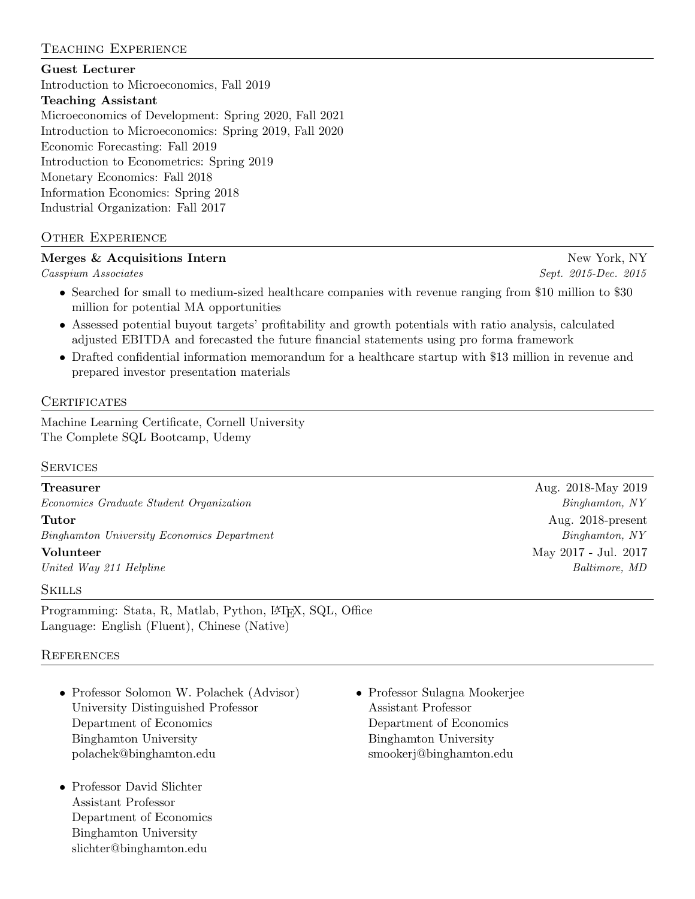## Teaching Experience

**Guest Lecturer**
Introduction to Microeconomics, Fall 2019

**Teaching Assistant**
Microeconomics of Development: Spring 2020, Fall 2021
Introduction to Microeconomics: Spring 2019, Fall 2020
Economic Forecasting: Fall 2019
Introduction to Econometrics: Spring 2019
Monetary Economics: Fall 2018
Information Economics: Spring 2018
Industrial Organization: Fall 2017

## Other Experience

**Merges & Acquisitions Intern** — New York, NY
*Casspium Associates* — *Sept. 2015-Dec. 2015*

- Searched for small to medium-sized healthcare companies with revenue ranging from $10 million to $30 million for potential MA opportunities
- Assessed potential buyout targets' profitability and growth potentials with ratio analysis, calculated adjusted EBITDA and forecasted the future financial statements using pro forma framework
- Drafted confidential information memorandum for a healthcare startup with $13 million in revenue and prepared investor presentation materials

## Certificates

Machine Learning Certificate, Cornell University
The Complete SQL Bootcamp, Udemy

## Services

**Treasurer** — Aug. 2018-May 2019
*Economics Graduate Student Organization* — *Binghamton, NY*

**Tutor** — Aug. 2018-present
*Binghamton University Economics Department* — *Binghamton, NY*

**Volunteer** — May 2017 - Jul. 2017
*United Way 211 Helpline* — *Baltimore, MD*

## Skills

Programming: Stata, R, Matlab, Python, LaTeX, SQL, Office
Language: English (Fluent), Chinese (Native)

## References

- Professor Solomon W. Polachek (Advisor)
  University Distinguished Professor
  Department of Economics
  Binghamton University
  polachek@binghamton.edu

- Professor David Slichter
  Assistant Professor
  Department of Economics
  Binghamton University
  slichter@binghamton.edu

- Professor Sulagna Mookerjee
  Assistant Professor
  Department of Economics
  Binghamton University
  smookerj@binghamton.edu